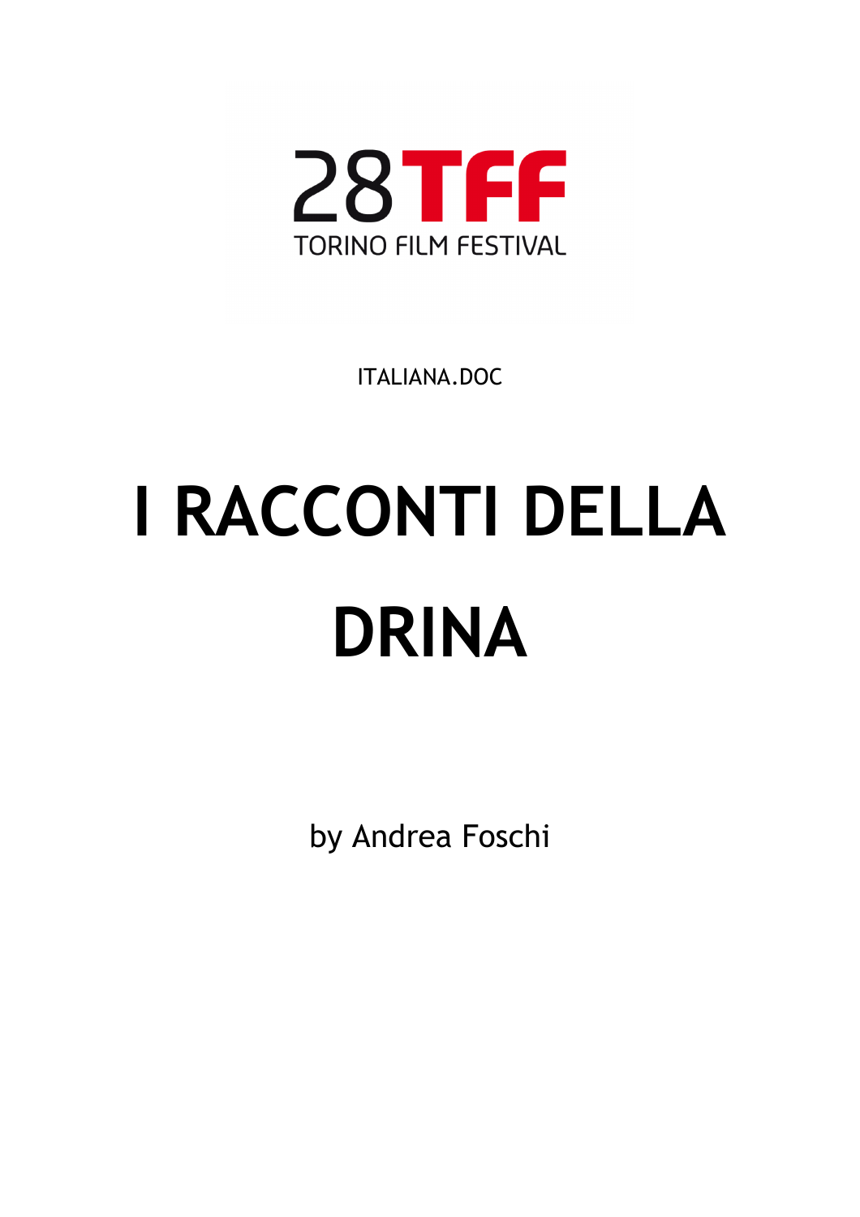28TFF

TORINO FILM FESTIVAL

ITALIANA.DOC

# I RACCONTI DELLA DRINA

by Andrea Foschi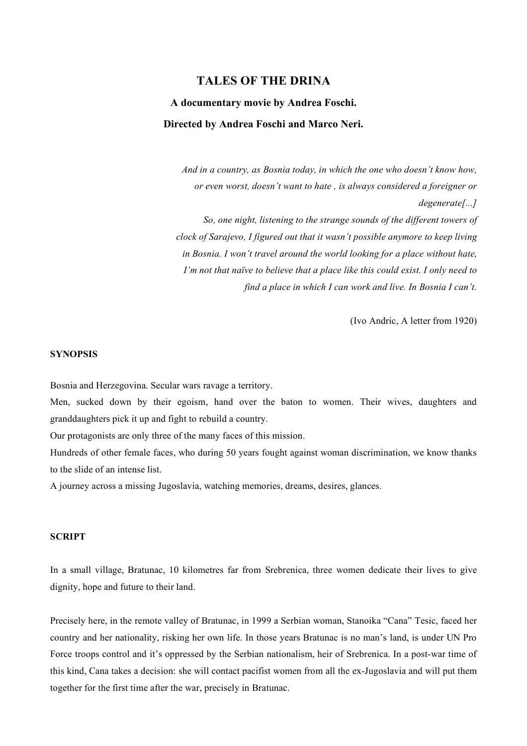# TALES OF THE DRINA

**A documentary movie by Andrea Foschi.**

**Directed by Andrea Foschi and Marco Neri.**

*And in a country, as Bosnia today, in which the one who doesn't know how, or even worst, doesn't want to hate , is always considered a foreigner or degenerate[...]*
*So, one night, listening to the strange sounds of the different towers of clock of Sarajevo, I figured out that it wasn't possible anymore to keep living in Bosnia. I won't travel around the world looking for a place without hate, I'm not that naïve to believe that a place like this could exist. I only need to find a place in which I can work and live. In Bosnia I can't.*

(Ivo Andric, A letter from 1920)

## SYNOPSIS

Bosnia and Herzegovina. Secular wars ravage a territory.
Men, sucked down by their egoism, hand over the baton to women. Their wives, daughters and granddaughters pick it up and fight to rebuild a country.
Our protagonists are only three of the many faces of this mission.
Hundreds of other female faces, who during 50 years fought against woman discrimination, we know thanks to the slide of an intense list.
A journey across a missing Jugoslavia, watching memories, dreams, desires, glances.

## SCRIPT

In a small village, Bratunac, 10 kilometres far from Srebrenica, three women dedicate their lives to give dignity, hope and future to their land.

Precisely here, in the remote valley of Bratunac, in 1999 a Serbian woman, Stanoika "Cana" Tesic, faced her country and her nationality, risking her own life. In those years Bratunac is no man's land, is under UN Pro Force troops control and it's oppressed by the Serbian nationalism, heir of Srebrenica. In a post-war time of this kind, Cana takes a decision: she will contact pacifist women from all the ex-Jugoslavia and will put them together for the first time after the war, precisely in Bratunac.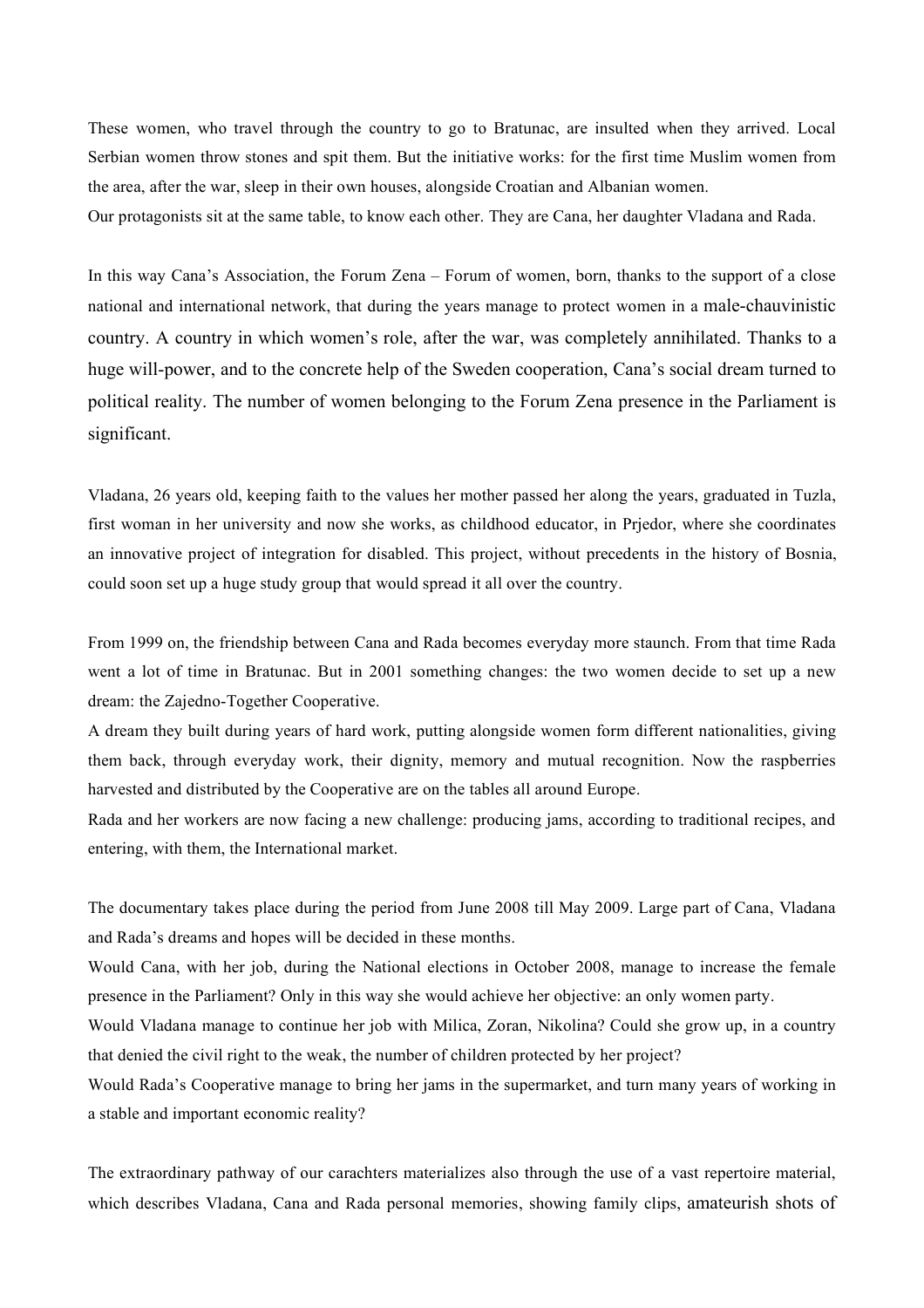These women, who travel through the country to go to Bratunac, are insulted when they arrived. Local Serbian women throw stones and spit them. But the initiative works: for the first time Muslim women from the area, after the war, sleep in their own houses, alongside Croatian and Albanian women.
Our protagonists sit at the same table, to know each other. They are Cana, her daughter Vladana and Rada.

In this way Cana's Association, the Forum Zena – Forum of women, born, thanks to the support of a close national and international network, that during the years manage to protect women in a male-chauvinistic country. A country in which women's role, after the war, was completely annihilated. Thanks to a huge will-power, and to the concrete help of the Sweden cooperation, Cana's social dream turned to political reality. The number of women belonging to the Forum Zena presence in the Parliament is significant.

Vladana, 26 years old, keeping faith to the values her mother passed her along the years, graduated in Tuzla, first woman in her university and now she works, as childhood educator, in Prjedor, where she coordinates an innovative project of integration for disabled. This project, without precedents in the history of Bosnia, could soon set up a huge study group that would spread it all over the country.

From 1999 on, the friendship between Cana and Rada becomes everyday more staunch. From that time Rada went a lot of time in Bratunac. But in 2001 something changes: the two women decide to set up a new dream: the Zajedno-Together Cooperative.
A dream they built during years of hard work, putting alongside women form different nationalities, giving them back, through everyday work, their dignity, memory and mutual recognition. Now the raspberries harvested and distributed by the Cooperative are on the tables all around Europe.
Rada and her workers are now facing a new challenge: producing jams, according to traditional recipes, and entering, with them, the International market.

The documentary takes place during the period from June 2008 till May 2009. Large part of Cana, Vladana and Rada's dreams and hopes will be decided in these months.
Would Cana, with her job, during the National elections in October 2008, manage to increase the female presence in the Parliament? Only in this way she would achieve her objective: an only women party.
Would Vladana manage to continue her job with Milica, Zoran, Nikolina? Could she grow up, in a country that denied the civil right to the weak, the number of children protected by her project?
Would Rada's Cooperative manage to bring her jams in the supermarket, and turn many years of working in a stable and important economic reality?

The extraordinary pathway of our carachters materializes also through the use of a vast repertoire material, which describes Vladana, Cana and Rada personal memories, showing family clips, amateurish shots of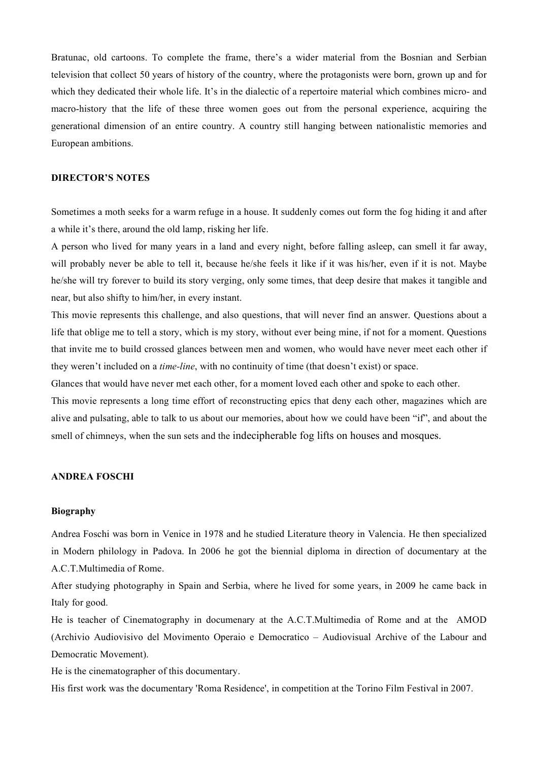Bratunac, old cartoons. To complete the frame, there's a wider material from the Bosnian and Serbian television that collect 50 years of history of the country, where the protagonists were born, grown up and for which they dedicated their whole life. It's in the dialectic of a repertoire material which combines micro- and macro-history that the life of these three women goes out from the personal experience, acquiring the generational dimension of an entire country. A country still hanging between nationalistic memories and European ambitions.

## DIRECTOR'S NOTES

Sometimes a moth seeks for a warm refuge in a house. It suddenly comes out form the fog hiding it and after a while it's there, around the old lamp, risking her life.

A person who lived for many years in a land and every night, before falling asleep, can smell it far away, will probably never be able to tell it, because he/she feels it like if it was his/her, even if it is not. Maybe he/she will try forever to build its story verging, only some times, that deep desire that makes it tangible and near, but also shifty to him/her, in every instant.

This movie represents this challenge, and also questions, that will never find an answer. Questions about a life that oblige me to tell a story, which is my story, without ever being mine, if not for a moment. Questions that invite me to build crossed glances between men and women, who would have never meet each other if they weren't included on a *time-line*, with no continuity of time (that doesn't exist) or space.

Glances that would have never met each other, for a moment loved each other and spoke to each other.

This movie represents a long time effort of reconstructing epics that deny each other, magazines which are alive and pulsating, able to talk to us about our memories, about how we could have been "if", and about the smell of chimneys, when the sun sets and the indecipherable fog lifts on houses and mosques.

## ANDREA FOSCHI

### Biography

Andrea Foschi was born in Venice in 1978 and he studied Literature theory in Valencia. He then specialized in Modern philology in Padova. In 2006 he got the biennial diploma in direction of documentary at the A.C.T.Multimedia of Rome.

After studying photography in Spain and Serbia, where he lived for some years, in 2009 he came back in Italy for good.

He is teacher of Cinematography in documenary at the A.C.T.Multimedia of Rome and at the AMOD (Archivio Audiovisivo del Movimento Operaio e Democratico – Audiovisual Archive of the Labour and Democratic Movement).

He is the cinematographer of this documentary.

His first work was the documentary 'Roma Residence', in competition at the Torino Film Festival in 2007.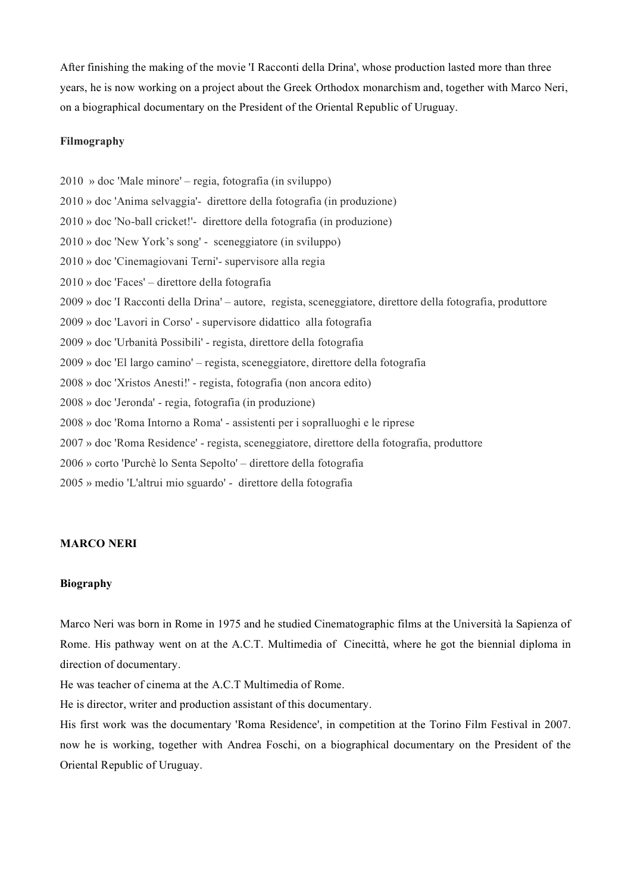After finishing the making of the movie 'I Racconti della Drina', whose production lasted more than three years, he is now working on a project about the Greek Orthodox monarchism and, together with Marco Neri, on a biographical documentary on the President of the Oriental Republic of Uruguay.

**Filmography**

2010 » doc 'Male minore' – regia, fotografia (in sviluppo)
2010 » doc 'Anima selvaggia'- direttore della fotografia (in produzione)
2010 » doc 'No-ball cricket!'- direttore della fotografia (in produzione)
2010 » doc 'New York's song' - sceneggiatore (in sviluppo)
2010 » doc 'Cinemagiovani Terni'- supervisore alla regia
2010 » doc 'Faces' – direttore della fotografia
2009 » doc 'I Racconti della Drina' – autore, regista, sceneggiatore, direttore della fotografia, produttore
2009 » doc 'Lavori in Corso' - supervisore didattico alla fotografia
2009 » doc 'Urbanità Possibili' - regista, direttore della fotografia
2009 » doc 'El largo camino' – regista, sceneggiatore, direttore della fotografia
2008 » doc 'Xristos Anesti!' - regista, fotografia (non ancora edito)
2008 » doc 'Jeronda' - regia, fotografia (in produzione)
2008 » doc 'Roma Intorno a Roma' - assistenti per i sopralluoghi e le riprese
2007 » doc 'Roma Residence' - regista, sceneggiatore, direttore della fotografia, produttore
2006 » corto 'Purchè lo Senta Sepolto' – direttore della fotografia
2005 » medio 'L'altrui mio sguardo' - direttore della fotografia

**MARCO NERI**

**Biography**

Marco Neri was born in Rome in 1975 and he studied Cinematographic films at the Università la Sapienza of Rome. His pathway went on at the A.C.T. Multimedia of Cinecittà, where he got the biennial diploma in direction of documentary.
He was teacher of cinema at the A.C.T Multimedia of Rome.
He is director, writer and production assistant of this documentary.
His first work was the documentary 'Roma Residence', in competition at the Torino Film Festival in 2007. now he is working, together with Andrea Foschi, on a biographical documentary on the President of the Oriental Republic of Uruguay.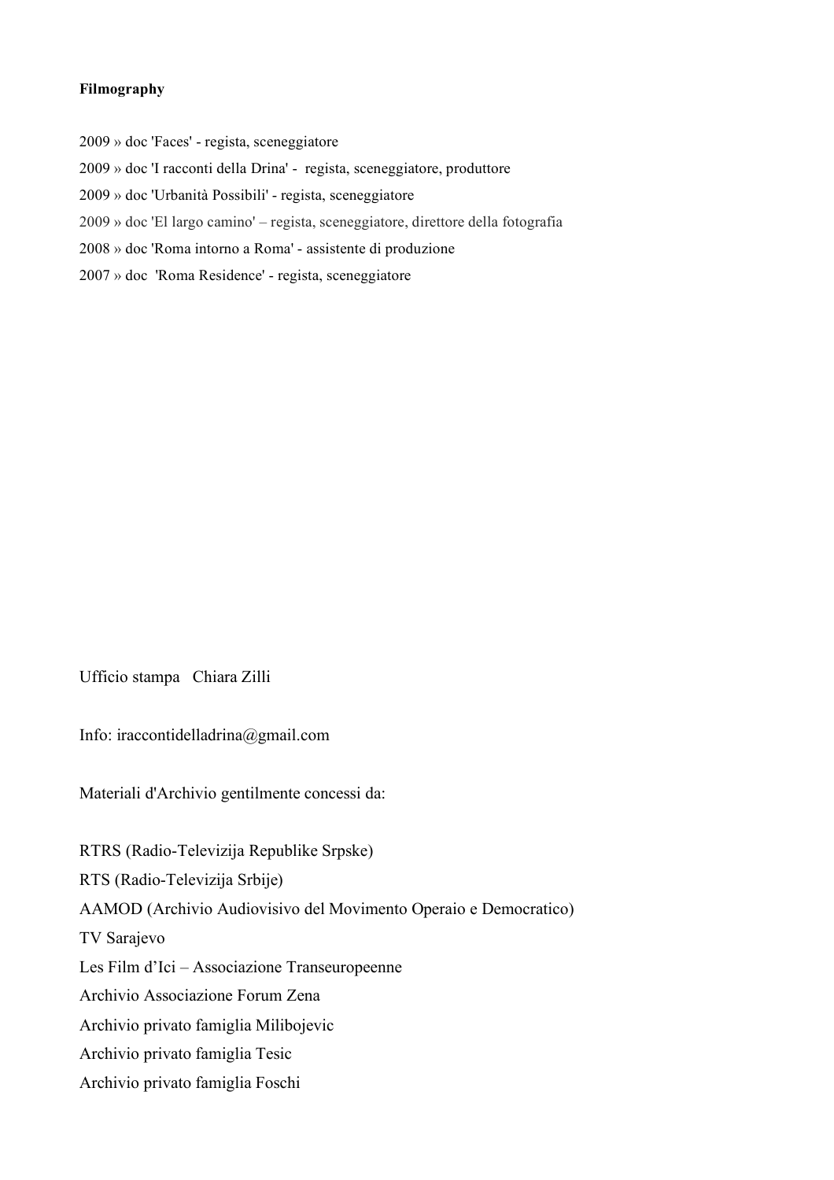**Filmography**

2009 » doc 'Faces' - regista, sceneggiatore

2009 » doc 'I racconti della Drina' - regista, sceneggiatore, produttore

2009 » doc 'Urbanità Possibili' - regista, sceneggiatore

2009 » doc 'El largo camino' – regista, sceneggiatore, direttore della fotografia

2008 » doc 'Roma intorno a Roma' - assistente di produzione

2007 » doc 'Roma Residence' - regista, sceneggiatore

Ufficio stampa Chiara Zilli

Info: iraccontidelladrina@gmail.com

Materiali d'Archivio gentilmente concessi da:

RTRS (Radio-Televizija Republike Srpske)

RTS (Radio-Televizija Srbije)

AAMOD (Archivio Audiovisivo del Movimento Operaio e Democratico)

TV Sarajevo

Les Film d'Ici – Associazione Transeuropeenne

Archivio Associazione Forum Zena

Archivio privato famiglia Milibojevic

Archivio privato famiglia Tesic

Archivio privato famiglia Foschi